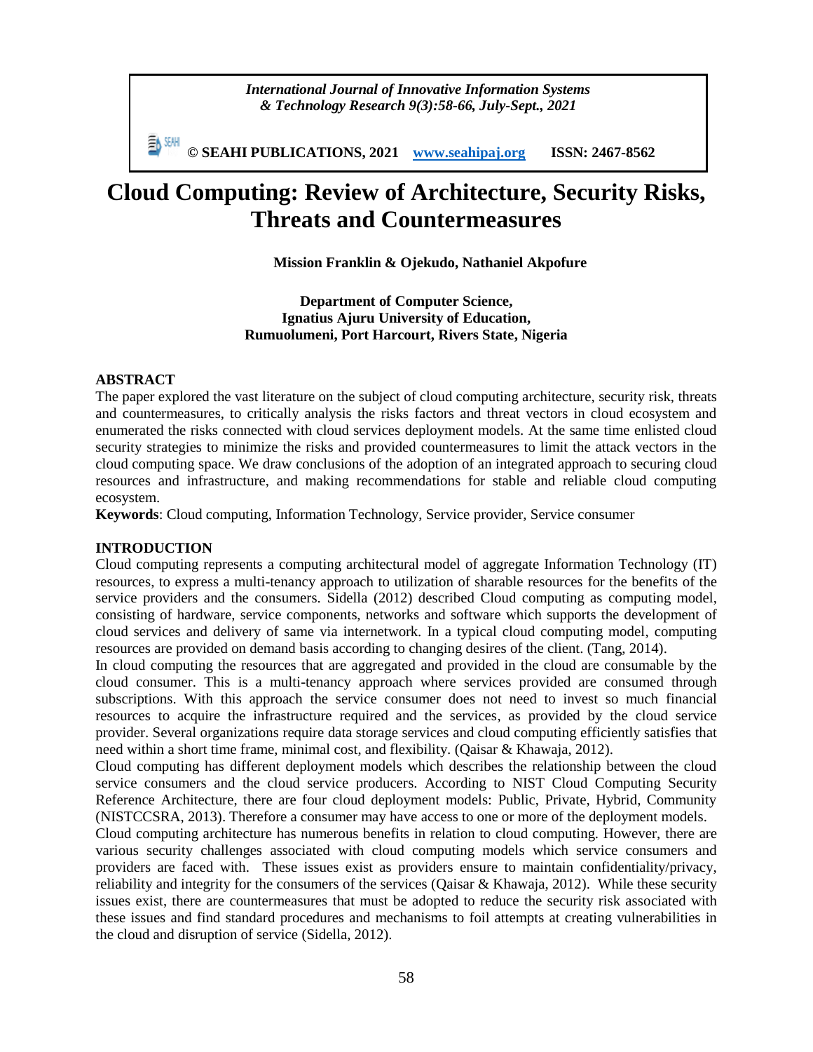# Cloud Computing: Review of Architecture, Security Risks, Threats and Countermeasures

**Mission Franklin & Ojekudo, Nathaniel Akpofure**

**Department of Computer Science,**
**Ignatius Ajuru University of Education,**
**Rumuolumeni, Port Harcourt, Rivers State, Nigeria**

## ABSTRACT

The paper explored the vast literature on the subject of cloud computing architecture, security risk, threats and countermeasures, to critically analysis the risks factors and threat vectors in cloud ecosystem and enumerated the risks connected with cloud services deployment models. At the same time enlisted cloud security strategies to minimize the risks and provided countermeasures to limit the attack vectors in the cloud computing space. We draw conclusions of the adoption of an integrated approach to securing cloud resources and infrastructure, and making recommendations for stable and reliable cloud computing ecosystem.

**Keywords**: Cloud computing, Information Technology, Service provider, Service consumer

## INTRODUCTION

Cloud computing represents a computing architectural model of aggregate Information Technology (IT) resources, to express a multi-tenancy approach to utilization of sharable resources for the benefits of the service providers and the consumers. Sidella (2012) described Cloud computing as computing model, consisting of hardware, service components, networks and software which supports the development of cloud services and delivery of same via internetwork. In a typical cloud computing model, computing resources are provided on demand basis according to changing desires of the client. (Tang, 2014).

In cloud computing the resources that are aggregated and provided in the cloud are consumable by the cloud consumer. This is a multi-tenancy approach where services provided are consumed through subscriptions. With this approach the service consumer does not need to invest so much financial resources to acquire the infrastructure required and the services, as provided by the cloud service provider. Several organizations require data storage services and cloud computing efficiently satisfies that need within a short time frame, minimal cost, and flexibility. (Qaisar & Khawaja, 2012).

Cloud computing has different deployment models which describes the relationship between the cloud service consumers and the cloud service producers. According to NIST Cloud Computing Security Reference Architecture, there are four cloud deployment models: Public, Private, Hybrid, Community (NISTCCSRA, 2013). Therefore a consumer may have access to one or more of the deployment models.

Cloud computing architecture has numerous benefits in relation to cloud computing. However, there are various security challenges associated with cloud computing models which service consumers and providers are faced with. These issues exist as providers ensure to maintain confidentiality/privacy, reliability and integrity for the consumers of the services (Qaisar & Khawaja, 2012). While these security issues exist, there are countermeasures that must be adopted to reduce the security risk associated with these issues and find standard procedures and mechanisms to foil attempts at creating vulnerabilities in the cloud and disruption of service (Sidella, 2012).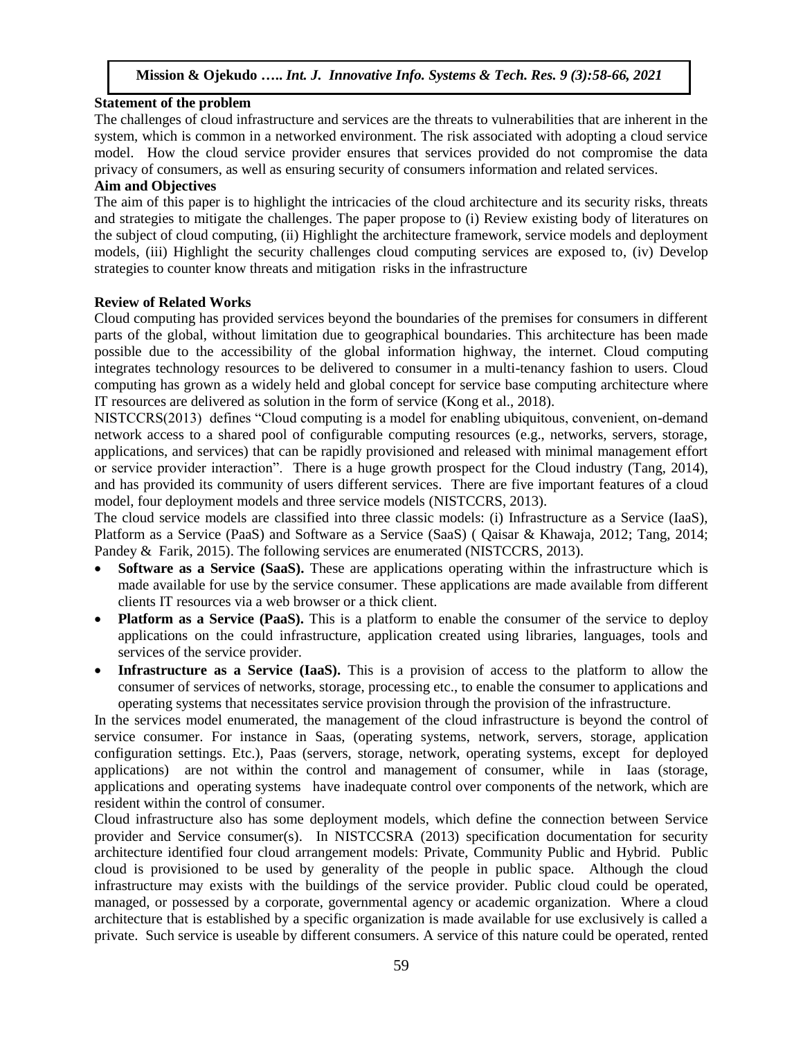**Statement of the problem**

The challenges of cloud infrastructure and services are the threats to vulnerabilities that are inherent in the system, which is common in a networked environment. The risk associated with adopting a cloud service model. How the cloud service provider ensures that services provided do not compromise the data privacy of consumers, as well as ensuring security of consumers information and related services.

**Aim and Objectives**

The aim of this paper is to highlight the intricacies of the cloud architecture and its security risks, threats and strategies to mitigate the challenges. The paper propose to (i) Review existing body of literatures on the subject of cloud computing, (ii) Highlight the architecture framework, service models and deployment models, (iii) Highlight the security challenges cloud computing services are exposed to, (iv) Develop strategies to counter know threats and mitigation risks in the infrastructure

**Review of Related Works**

Cloud computing has provided services beyond the boundaries of the premises for consumers in different parts of the global, without limitation due to geographical boundaries. This architecture has been made possible due to the accessibility of the global information highway, the internet. Cloud computing integrates technology resources to be delivered to consumer in a multi-tenancy fashion to users. Cloud computing has grown as a widely held and global concept for service base computing architecture where IT resources are delivered as solution in the form of service (Kong et al., 2018).

NISTCCRS(2013) defines "Cloud computing is a model for enabling ubiquitous, convenient, on-demand network access to a shared pool of configurable computing resources (e.g., networks, servers, storage, applications, and services) that can be rapidly provisioned and released with minimal management effort or service provider interaction". There is a huge growth prospect for the Cloud industry (Tang, 2014), and has provided its community of users different services. There are five important features of a cloud model, four deployment models and three service models (NISTCCRS, 2013).

The cloud service models are classified into three classic models: (i) Infrastructure as a Service (IaaS), Platform as a Service (PaaS) and Software as a Service (SaaS) ( Qaisar & Khawaja, 2012; Tang, 2014; Pandey & Farik, 2015). The following services are enumerated (NISTCCRS, 2013).

- **Software as a Service (SaaS).** These are applications operating within the infrastructure which is made available for use by the service consumer. These applications are made available from different clients IT resources via a web browser or a thick client.
- **Platform as a Service (PaaS).** This is a platform to enable the consumer of the service to deploy applications on the could infrastructure, application created using libraries, languages, tools and services of the service provider.
- **Infrastructure as a Service (IaaS).** This is a provision of access to the platform to allow the consumer of services of networks, storage, processing etc., to enable the consumer to applications and operating systems that necessitates service provision through the provision of the infrastructure.

In the services model enumerated, the management of the cloud infrastructure is beyond the control of service consumer. For instance in Saas, (operating systems, network, servers, storage, application configuration settings. Etc.), Paas (servers, storage, network, operating systems, except for deployed applications) are not within the control and management of consumer, while in Iaas (storage, applications and operating systems have inadequate control over components of the network, which are resident within the control of consumer.

Cloud infrastructure also has some deployment models, which define the connection between Service provider and Service consumer(s). In NISTCCSRA (2013) specification documentation for security architecture identified four cloud arrangement models: Private, Community Public and Hybrid. Public cloud is provisioned to be used by generality of the people in public space. Although the cloud infrastructure may exists with the buildings of the service provider. Public cloud could be operated, managed, or possessed by a corporate, governmental agency or academic organization. Where a cloud architecture that is established by a specific organization is made available for use exclusively is called a private. Such service is useable by different consumers. A service of this nature could be operated, rented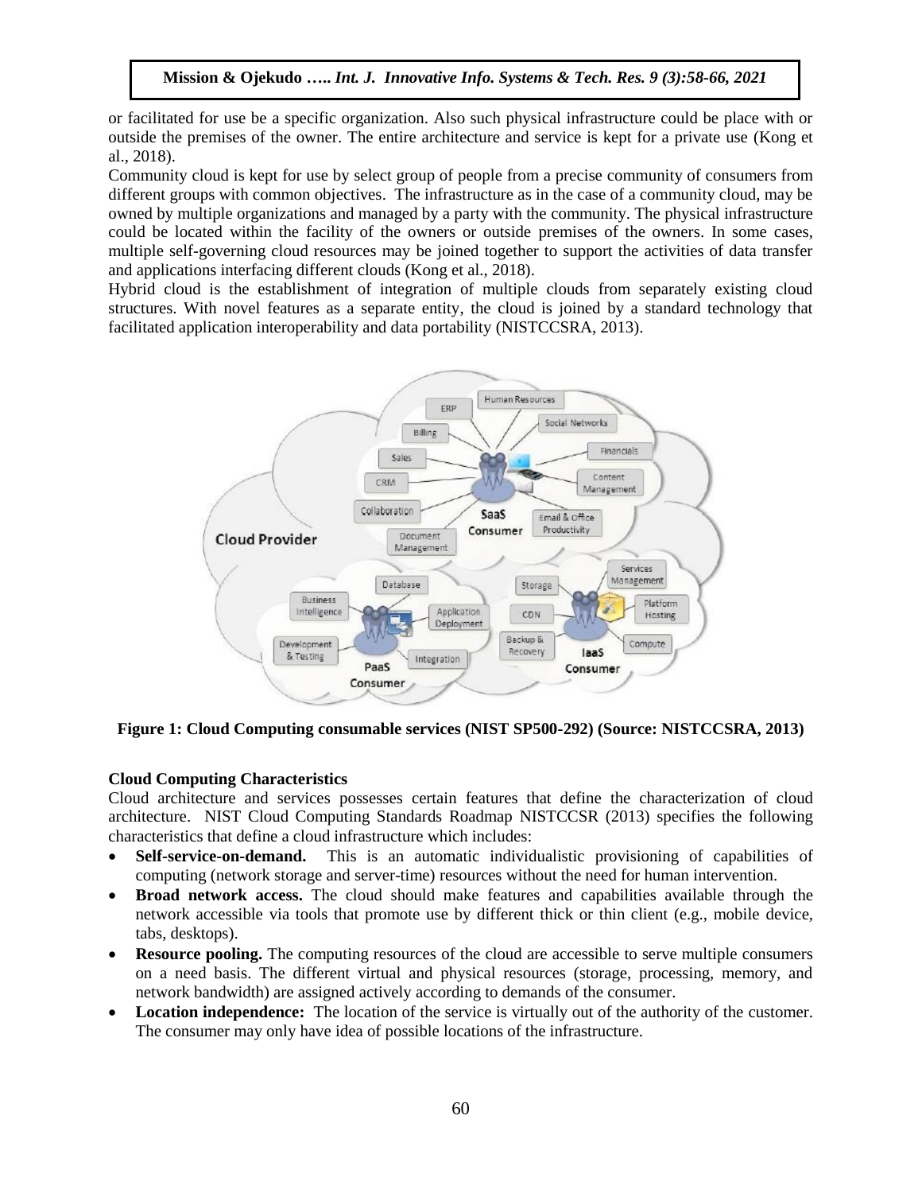or facilitated for use be a specific organization. Also such physical infrastructure could be place with or outside the premises of the owner. The entire architecture and service is kept for a private use (Kong et al., 2018).

Community cloud is kept for use by select group of people from a precise community of consumers from different groups with common objectives. The infrastructure as in the case of a community cloud, may be owned by multiple organizations and managed by a party with the community. The physical infrastructure could be located within the facility of the owners or outside premises of the owners. In some cases, multiple self-governing cloud resources may be joined together to support the activities of data transfer and applications interfacing different clouds (Kong et al., 2018).

Hybrid cloud is the establishment of integration of multiple clouds from separately existing cloud structures. With novel features as a separate entity, the cloud is joined by a standard technology that facilitated application interoperability and data portability (NISTCCSRA, 2013).

**Figure 1: Cloud Computing consumable services (NIST SP500-292) (Source: NISTCCSRA, 2013)**

### Cloud Computing Characteristics

Cloud architecture and services possesses certain features that define the characterization of cloud architecture. NIST Cloud Computing Standards Roadmap NISTCCSR (2013) specifies the following characteristics that define a cloud infrastructure which includes:

- **Self-service-on-demand.** This is an automatic individualistic provisioning of capabilities of computing (network storage and server-time) resources without the need for human intervention.
- **Broad network access.** The cloud should make features and capabilities available through the network accessible via tools that promote use by different thick or thin client (e.g., mobile device, tabs, desktops).
- **Resource pooling.** The computing resources of the cloud are accessible to serve multiple consumers on a need basis. The different virtual and physical resources (storage, processing, memory, and network bandwidth) are assigned actively according to demands of the consumer.
- **Location independence:** The location of the service is virtually out of the authority of the customer. The consumer may only have idea of possible locations of the infrastructure.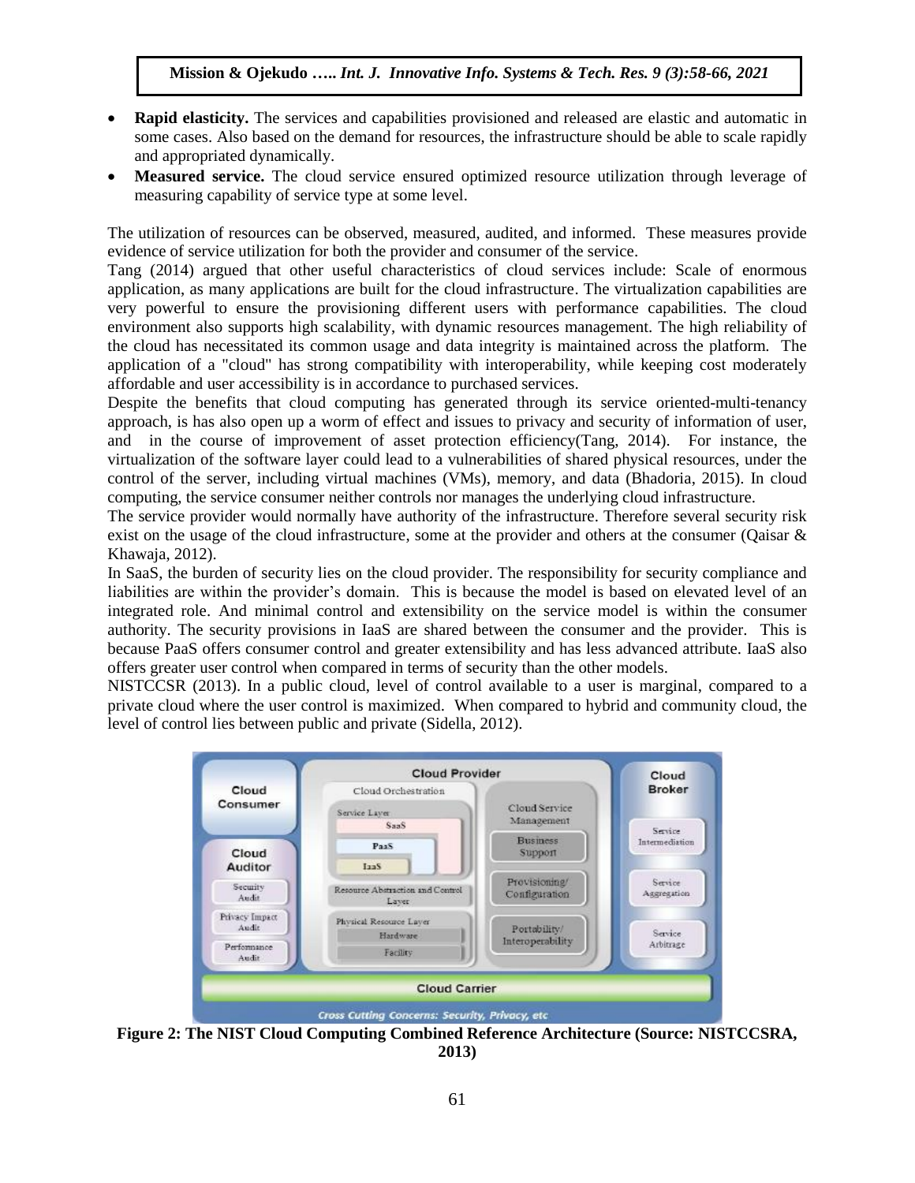- **Rapid elasticity.** The services and capabilities provisioned and released are elastic and automatic in some cases. Also based on the demand for resources, the infrastructure should be able to scale rapidly and appropriated dynamically.
- **Measured service.** The cloud service ensured optimized resource utilization through leverage of measuring capability of service type at some level.

The utilization of resources can be observed, measured, audited, and informed. These measures provide evidence of service utilization for both the provider and consumer of the service.

Tang (2014) argued that other useful characteristics of cloud services include: Scale of enormous application, as many applications are built for the cloud infrastructure. The virtualization capabilities are very powerful to ensure the provisioning different users with performance capabilities. The cloud environment also supports high scalability, with dynamic resources management. The high reliability of the cloud has necessitated its common usage and data integrity is maintained across the platform. The application of a "cloud" has strong compatibility with interoperability, while keeping cost moderately affordable and user accessibility is in accordance to purchased services.

Despite the benefits that cloud computing has generated through its service oriented-multi-tenancy approach, is has also open up a worm of effect and issues to privacy and security of information of user, and in the course of improvement of asset protection efficiency(Tang, 2014). For instance, the virtualization of the software layer could lead to a vulnerabilities of shared physical resources, under the control of the server, including virtual machines (VMs), memory, and data (Bhadoria, 2015). In cloud computing, the service consumer neither controls nor manages the underlying cloud infrastructure.

The service provider would normally have authority of the infrastructure. Therefore several security risk exist on the usage of the cloud infrastructure, some at the provider and others at the consumer (Qaisar & Khawaja, 2012).

In SaaS, the burden of security lies on the cloud provider. The responsibility for security compliance and liabilities are within the provider's domain. This is because the model is based on elevated level of an integrated role. And minimal control and extensibility on the service model is within the consumer authority. The security provisions in IaaS are shared between the consumer and the provider. This is because PaaS offers consumer control and greater extensibility and has less advanced attribute. IaaS also offers greater user control when compared in terms of security than the other models.

NISTCCSR (2013). In a public cloud, level of control available to a user is marginal, compared to a private cloud where the user control is maximized. When compared to hybrid and community cloud, the level of control lies between public and private (Sidella, 2012).

**Figure 2: The NIST Cloud Computing Combined Reference Architecture (Source: NISTCCSRA, 2013)**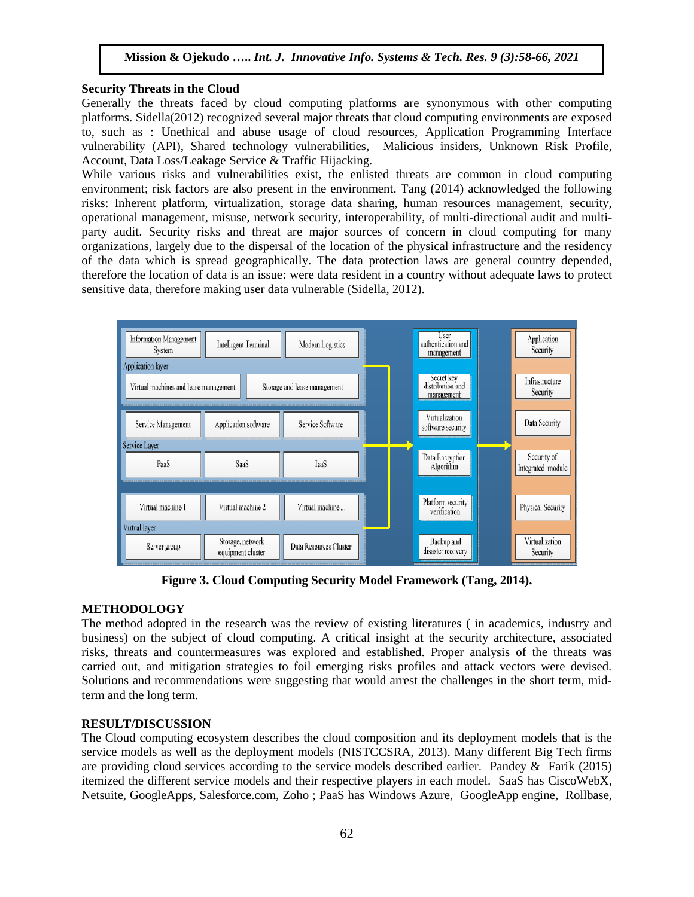**Security Threats in the Cloud**

Generally the threats faced by cloud computing platforms are synonymous with other computing platforms. Sidella(2012) recognized several major threats that cloud computing environments are exposed to, such as : Unethical and abuse usage of cloud resources, Application Programming Interface vulnerability (API), Shared technology vulnerabilities, Malicious insiders, Unknown Risk Profile, Account, Data Loss/Leakage Service & Traffic Hijacking.

While various risks and vulnerabilities exist, the enlisted threats are common in cloud computing environment; risk factors are also present in the environment. Tang (2014) acknowledged the following risks: Inherent platform, virtualization, storage data sharing, human resources management, security, operational management, misuse, network security, interoperability, of multi-directional audit and multi-party audit. Security risks and threat are major sources of concern in cloud computing for many organizations, largely due to the dispersal of the location of the physical infrastructure and the residency of the data which is spread geographically. The data protection laws are general country depended, therefore the location of data is an issue: were data resident in a country without adequate laws to protect sensitive data, therefore making user data vulnerable (Sidella, 2012).

**Figure 3. Cloud Computing Security Model Framework (Tang, 2014).**

**METHODOLOGY**

The method adopted in the research was the review of existing literatures ( in academics, industry and business) on the subject of cloud computing. A critical insight at the security architecture, associated risks, threats and countermeasures was explored and established. Proper analysis of the threats was carried out, and mitigation strategies to foil emerging risks profiles and attack vectors were devised. Solutions and recommendations were suggesting that would arrest the challenges in the short term, mid-term and the long term.

**RESULT/DISCUSSION**

The Cloud computing ecosystem describes the cloud composition and its deployment models that is the service models as well as the deployment models (NISTCCSRA, 2013). Many different Big Tech firms are providing cloud services according to the service models described earlier. Pandey & Farik (2015) itemized the different service models and their respective players in each model. SaaS has CiscoWebX, Netsuite, GoogleApps, Salesforce.com, Zoho ; PaaS has Windows Azure, GoogleApp engine, Rollbase,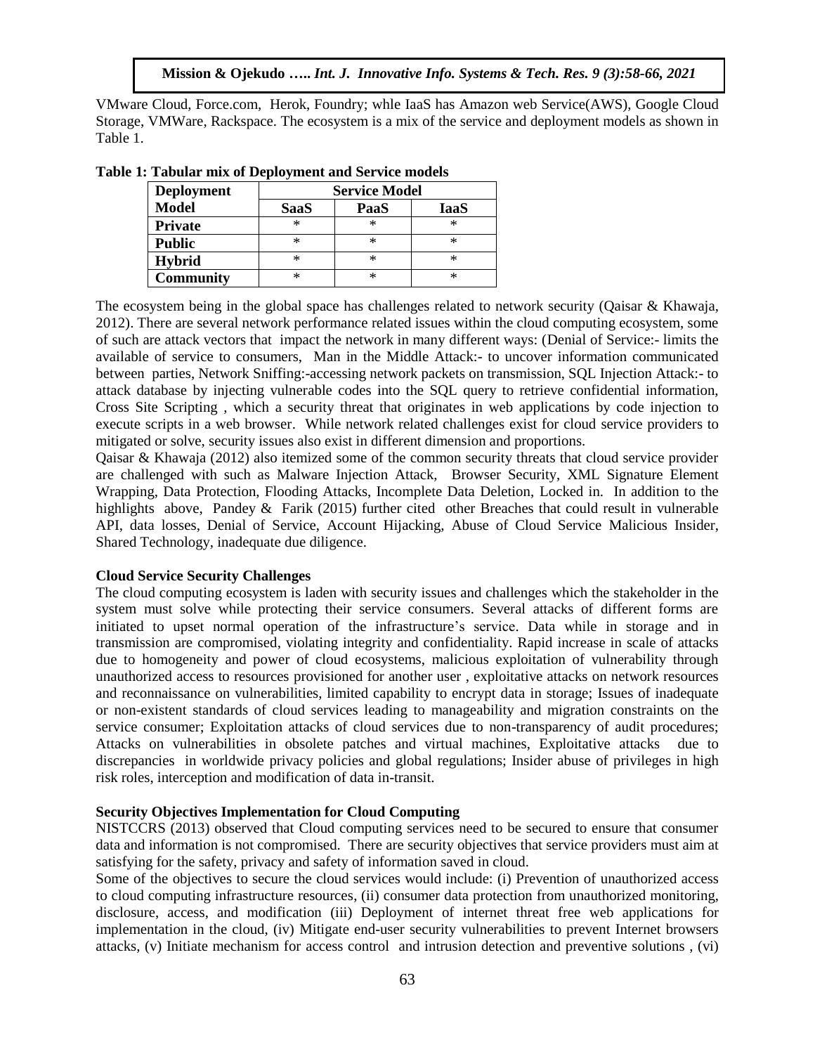VMware Cloud, Force.com, Herok, Foundry; whle IaaS has Amazon web Service(AWS), Google Cloud Storage, VMWare, Rackspace. The ecosystem is a mix of the service and deployment models as shown in Table 1.

**Table 1: Tabular mix of Deployment and Service models**

| Deployment Model | Service Model | | |
|---|---|---|---|
| | **SaaS** | **PaaS** | **IaaS** |
| **Private** | * | * | * |
| **Public** | * | * | * |
| **Hybrid** | * | * | * |
| **Community** | * | * | * |

The ecosystem being in the global space has challenges related to network security (Qaisar & Khawaja, 2012). There are several network performance related issues within the cloud computing ecosystem, some of such are attack vectors that impact the network in many different ways: (Denial of Service:- limits the available of service to consumers, Man in the Middle Attack:- to uncover information communicated between parties, Network Sniffing:-accessing network packets on transmission, SQL Injection Attack:- to attack database by injecting vulnerable codes into the SQL query to retrieve confidential information, Cross Site Scripting , which a security threat that originates in web applications by code injection to execute scripts in a web browser. While network related challenges exist for cloud service providers to mitigated or solve, security issues also exist in different dimension and proportions.

Qaisar & Khawaja (2012) also itemized some of the common security threats that cloud service provider are challenged with such as Malware Injection Attack, Browser Security, XML Signature Element Wrapping, Data Protection, Flooding Attacks, Incomplete Data Deletion, Locked in. In addition to the highlights above, Pandey & Farik (2015) further cited other Breaches that could result in vulnerable API, data losses, Denial of Service, Account Hijacking, Abuse of Cloud Service Malicious Insider, Shared Technology, inadequate due diligence.

**Cloud Service Security Challenges**

The cloud computing ecosystem is laden with security issues and challenges which the stakeholder in the system must solve while protecting their service consumers. Several attacks of different forms are initiated to upset normal operation of the infrastructure's service. Data while in storage and in transmission are compromised, violating integrity and confidentiality. Rapid increase in scale of attacks due to homogeneity and power of cloud ecosystems, malicious exploitation of vulnerability through unauthorized access to resources provisioned for another user , exploitative attacks on network resources and reconnaissance on vulnerabilities, limited capability to encrypt data in storage; Issues of inadequate or non-existent standards of cloud services leading to manageability and migration constraints on the service consumer; Exploitation attacks of cloud services due to non-transparency of audit procedures; Attacks on vulnerabilities in obsolete patches and virtual machines, Exploitative attacks due to discrepancies in worldwide privacy policies and global regulations; Insider abuse of privileges in high risk roles, interception and modification of data in-transit.

**Security Objectives Implementation for Cloud Computing**

NISTCCRS (2013) observed that Cloud computing services need to be secured to ensure that consumer data and information is not compromised. There are security objectives that service providers must aim at satisfying for the safety, privacy and safety of information saved in cloud.

Some of the objectives to secure the cloud services would include: (i) Prevention of unauthorized access to cloud computing infrastructure resources, (ii) consumer data protection from unauthorized monitoring, disclosure, access, and modification (iii) Deployment of internet threat free web applications for implementation in the cloud, (iv) Mitigate end-user security vulnerabilities to prevent Internet browsers attacks, (v) Initiate mechanism for access control and intrusion detection and preventive solutions , (vi)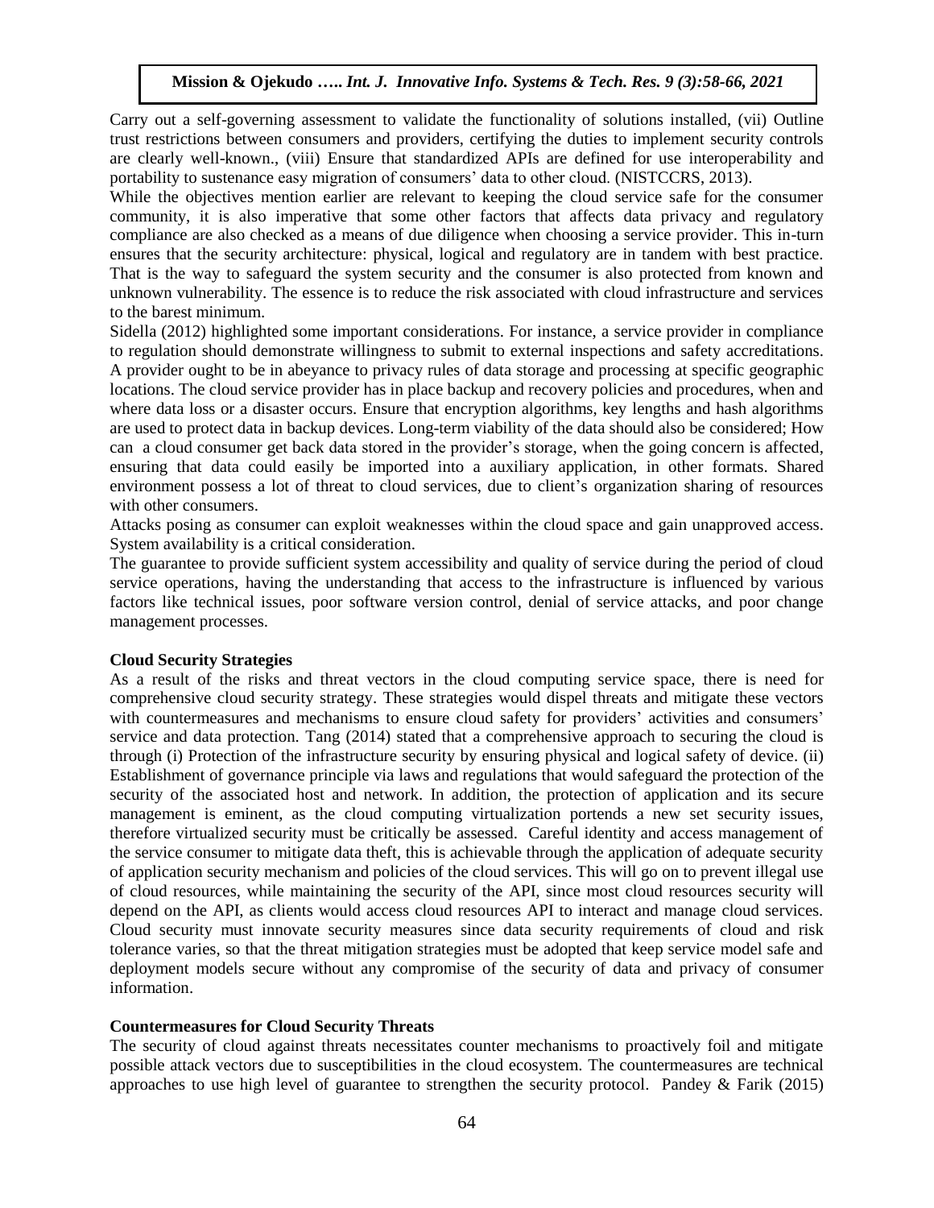Carry out a self-governing assessment to validate the functionality of solutions installed, (vii) Outline trust restrictions between consumers and providers, certifying the duties to implement security controls are clearly well-known., (viii) Ensure that standardized APIs are defined for use interoperability and portability to sustenance easy migration of consumers' data to other cloud. (NISTCCRS, 2013).

While the objectives mention earlier are relevant to keeping the cloud service safe for the consumer community, it is also imperative that some other factors that affects data privacy and regulatory compliance are also checked as a means of due diligence when choosing a service provider. This in-turn ensures that the security architecture: physical, logical and regulatory are in tandem with best practice. That is the way to safeguard the system security and the consumer is also protected from known and unknown vulnerability. The essence is to reduce the risk associated with cloud infrastructure and services to the barest minimum.

Sidella (2012) highlighted some important considerations. For instance, a service provider in compliance to regulation should demonstrate willingness to submit to external inspections and safety accreditations. A provider ought to be in abeyance to privacy rules of data storage and processing at specific geographic locations. The cloud service provider has in place backup and recovery policies and procedures, when and where data loss or a disaster occurs. Ensure that encryption algorithms, key lengths and hash algorithms are used to protect data in backup devices. Long-term viability of the data should also be considered; How can a cloud consumer get back data stored in the provider's storage, when the going concern is affected, ensuring that data could easily be imported into a auxiliary application, in other formats. Shared environment possess a lot of threat to cloud services, due to client's organization sharing of resources with other consumers.

Attacks posing as consumer can exploit weaknesses within the cloud space and gain unapproved access. System availability is a critical consideration.

The guarantee to provide sufficient system accessibility and quality of service during the period of cloud service operations, having the understanding that access to the infrastructure is influenced by various factors like technical issues, poor software version control, denial of service attacks, and poor change management processes.

**Cloud Security Strategies**

As a result of the risks and threat vectors in the cloud computing service space, there is need for comprehensive cloud security strategy. These strategies would dispel threats and mitigate these vectors with countermeasures and mechanisms to ensure cloud safety for providers' activities and consumers' service and data protection. Tang (2014) stated that a comprehensive approach to securing the cloud is through (i) Protection of the infrastructure security by ensuring physical and logical safety of device. (ii) Establishment of governance principle via laws and regulations that would safeguard the protection of the security of the associated host and network. In addition, the protection of application and its secure management is eminent, as the cloud computing virtualization portends a new set security issues, therefore virtualized security must be critically be assessed. Careful identity and access management of the service consumer to mitigate data theft, this is achievable through the application of adequate security of application security mechanism and policies of the cloud services. This will go on to prevent illegal use of cloud resources, while maintaining the security of the API, since most cloud resources security will depend on the API, as clients would access cloud resources API to interact and manage cloud services. Cloud security must innovate security measures since data security requirements of cloud and risk tolerance varies, so that the threat mitigation strategies must be adopted that keep service model safe and deployment models secure without any compromise of the security of data and privacy of consumer information.

**Countermeasures for Cloud Security Threats**

The security of cloud against threats necessitates counter mechanisms to proactively foil and mitigate possible attack vectors due to susceptibilities in the cloud ecosystem. The countermeasures are technical approaches to use high level of guarantee to strengthen the security protocol. Pandey & Farik (2015)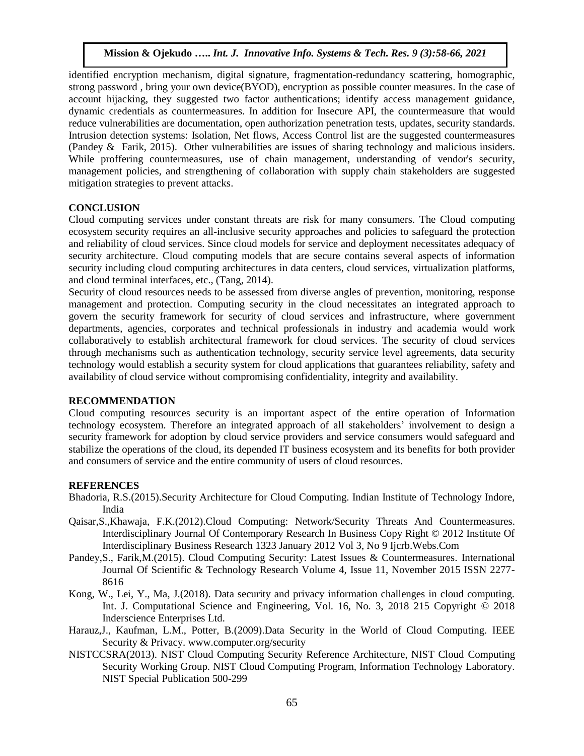identified encryption mechanism, digital signature, fragmentation-redundancy scattering, homographic, strong password , bring your own device(BYOD), encryption as possible counter measures. In the case of account hijacking, they suggested two factor authentications; identify access management guidance, dynamic credentials as countermeasures. In addition for Insecure API, the countermeasure that would reduce vulnerabilities are documentation, open authorization penetration tests, updates, security standards. Intrusion detection systems: Isolation, Net flows, Access Control list are the suggested countermeasures (Pandey & Farik, 2015). Other vulnerabilities are issues of sharing technology and malicious insiders. While proffering countermeasures, use of chain management, understanding of vendor's security, management policies, and strengthening of collaboration with supply chain stakeholders are suggested mitigation strategies to prevent attacks.

## CONCLUSION

Cloud computing services under constant threats are risk for many consumers. The Cloud computing ecosystem security requires an all-inclusive security approaches and policies to safeguard the protection and reliability of cloud services. Since cloud models for service and deployment necessitates adequacy of security architecture. Cloud computing models that are secure contains several aspects of information security including cloud computing architectures in data centers, cloud services, virtualization platforms, and cloud terminal interfaces, etc., (Tang, 2014).

Security of cloud resources needs to be assessed from diverse angles of prevention, monitoring, response management and protection. Computing security in the cloud necessitates an integrated approach to govern the security framework for security of cloud services and infrastructure, where government departments, agencies, corporates and technical professionals in industry and academia would work collaboratively to establish architectural framework for cloud services. The security of cloud services through mechanisms such as authentication technology, security service level agreements, data security technology would establish a security system for cloud applications that guarantees reliability, safety and availability of cloud service without compromising confidentiality, integrity and availability.

## RECOMMENDATION

Cloud computing resources security is an important aspect of the entire operation of Information technology ecosystem. Therefore an integrated approach of all stakeholders' involvement to design a security framework for adoption by cloud service providers and service consumers would safeguard and stabilize the operations of the cloud, its depended IT business ecosystem and its benefits for both provider and consumers of service and the entire community of users of cloud resources.

## REFERENCES

Bhadoria, R.S.(2015).Security Architecture for Cloud Computing. Indian Institute of Technology Indore, India

Qaisar,S.,Khawaja, F.K.(2012).Cloud Computing: Network/Security Threats And Countermeasures. Interdisciplinary Journal Of Contemporary Research In Business Copy Right © 2012 Institute Of Interdisciplinary Business Research 1323 January 2012 Vol 3, No 9 Ijcrb.Webs.Com

Pandey,S., Farik,M.(2015). Cloud Computing Security: Latest Issues & Countermeasures. International Journal Of Scientific & Technology Research Volume 4, Issue 11, November 2015 ISSN 2277-8616

Kong, W., Lei, Y., Ma, J.(2018). Data security and privacy information challenges in cloud computing. Int. J. Computational Science and Engineering, Vol. 16, No. 3, 2018 215 Copyright © 2018 Inderscience Enterprises Ltd.

Harauz,J., Kaufman, L.M., Potter, B.(2009).Data Security in the World of Cloud Computing. IEEE Security & Privacy. www.computer.org/security

NISTCCSRA(2013). NIST Cloud Computing Security Reference Architecture, NIST Cloud Computing Security Working Group. NIST Cloud Computing Program, Information Technology Laboratory. NIST Special Publication 500-299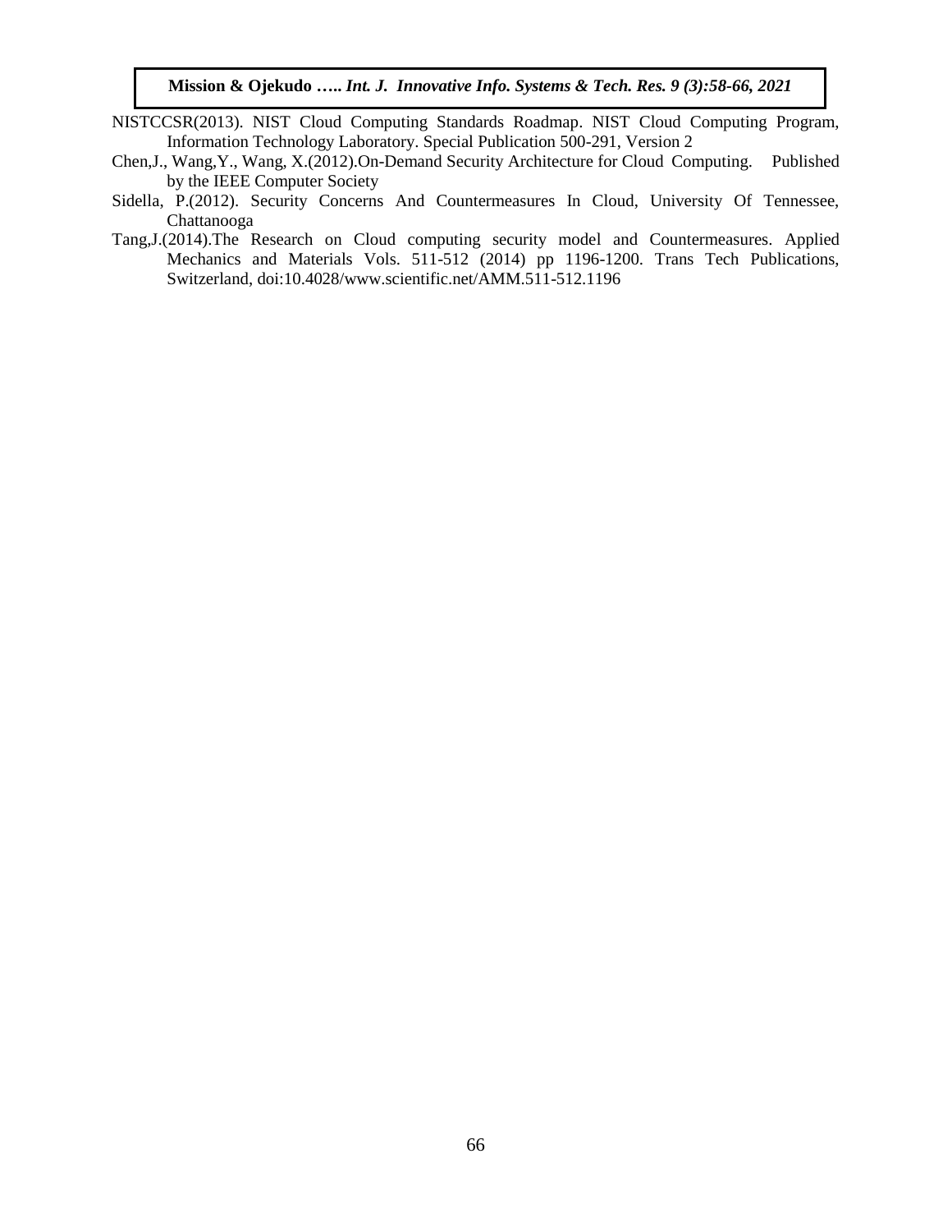NISTCCSR(2013). NIST Cloud Computing Standards Roadmap. NIST Cloud Computing Program, Information Technology Laboratory. Special Publication 500-291, Version 2

Chen,J., Wang,Y., Wang, X.(2012).On-Demand Security Architecture for Cloud Computing. Published by the IEEE Computer Society

Sidella, P.(2012). Security Concerns And Countermeasures In Cloud, University Of Tennessee, Chattanooga

Tang,J.(2014).The Research on Cloud computing security model and Countermeasures. Applied Mechanics and Materials Vols. 511-512 (2014) pp 1196-1200. Trans Tech Publications, Switzerland, doi:10.4028/www.scientific.net/AMM.511-512.1196